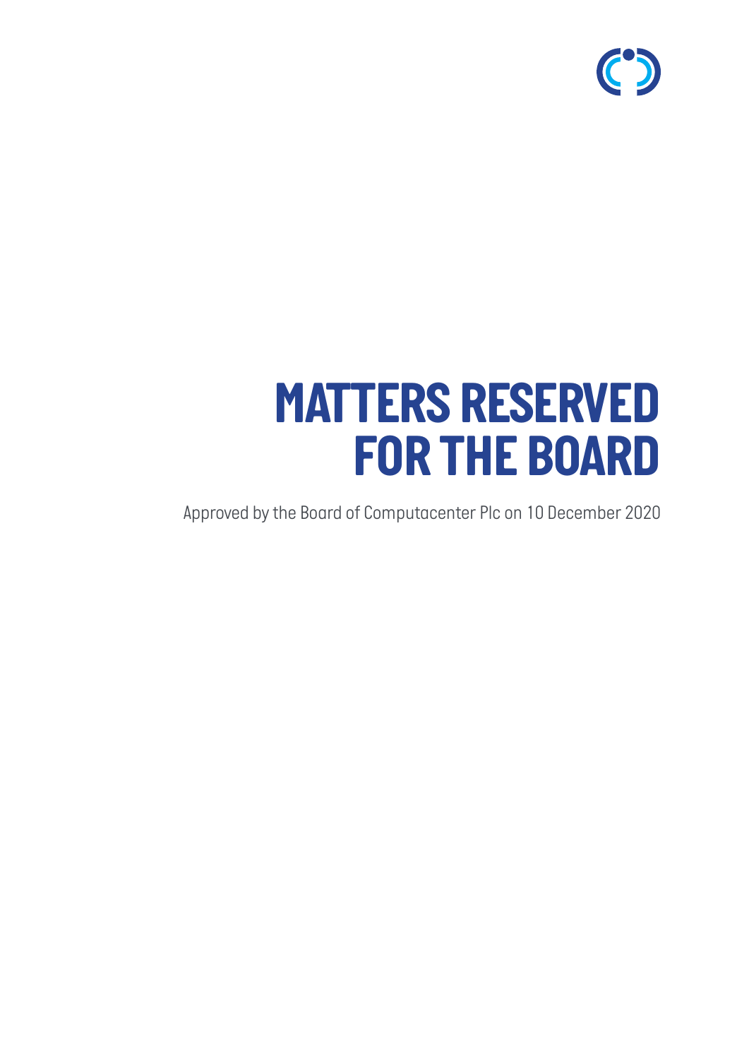# MATTERS RESERVED FOR THE BOARD

Approved by the Board of Computacenter Plc on 10 December 2020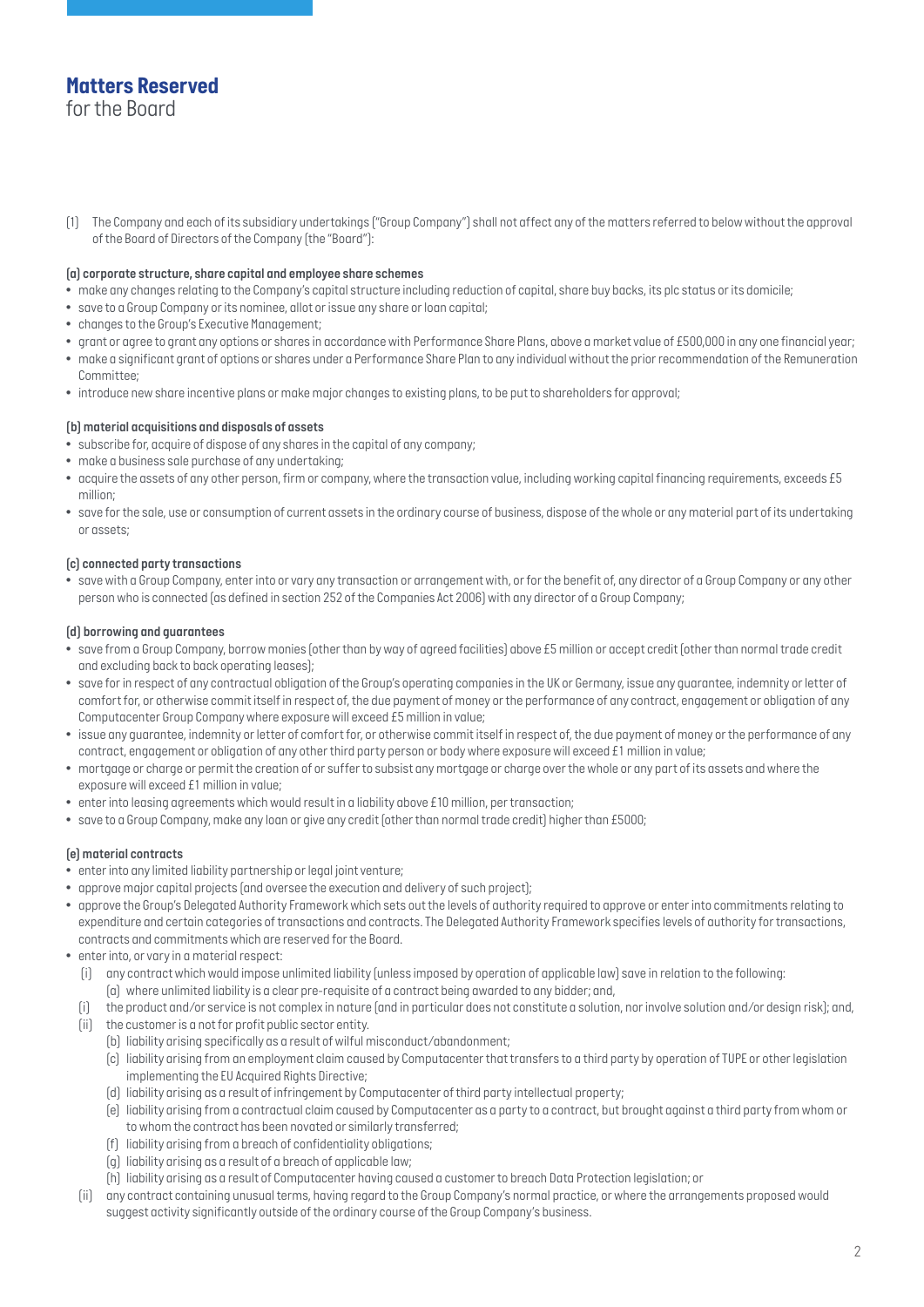# Matters Reserved
for the Board

(1) The Company and each of its subsidiary undertakings ("Group Company") shall not affect any of the matters referred to below without the approval of the Board of Directors of the Company (the "Board"):

**(a) corporate structure, share capital and employee share schemes**

- make any changes relating to the Company's capital structure including reduction of capital, share buy backs, its plc status or its domicile;
- save to a Group Company or its nominee, allot or issue any share or loan capital;
- changes to the Group's Executive Management;
- grant or agree to grant any options or shares in accordance with Performance Share Plans, above a market value of £500,000 in any one financial year;
- make a significant grant of options or shares under a Performance Share Plan to any individual without the prior recommendation of the Remuneration Committee;
- introduce new share incentive plans or make major changes to existing plans, to be put to shareholders for approval;

**(b) material acquisitions and disposals of assets**

- subscribe for, acquire of dispose of any shares in the capital of any company;
- make a business sale purchase of any undertaking;
- acquire the assets of any other person, firm or company, where the transaction value, including working capital financing requirements, exceeds £5 million;
- save for the sale, use or consumption of current assets in the ordinary course of business, dispose of the whole or any material part of its undertaking or assets;

**(c) connected party transactions**

- save with a Group Company, enter into or vary any transaction or arrangement with, or for the benefit of, any director of a Group Company or any other person who is connected (as defined in section 252 of the Companies Act 2006) with any director of a Group Company;

**(d) borrowing and guarantees**

- save from a Group Company, borrow monies (other than by way of agreed facilities) above £5 million or accept credit (other than normal trade credit and excluding back to back operating leases);
- save for in respect of any contractual obligation of the Group's operating companies in the UK or Germany, issue any guarantee, indemnity or letter of comfort for, or otherwise commit itself in respect of, the due payment of money or the performance of any contract, engagement or obligation of any Computacenter Group Company where exposure will exceed £5 million in value;
- issue any guarantee, indemnity or letter of comfort for, or otherwise commit itself in respect of, the due payment of money or the performance of any contract, engagement or obligation of any other third party person or body where exposure will exceed £1 million in value;
- mortgage or charge or permit the creation of or suffer to subsist any mortgage or charge over the whole or any part of its assets and where the exposure will exceed £1 million in value;
- enter into leasing agreements which would result in a liability above £10 million, per transaction;
- save to a Group Company, make any loan or give any credit (other than normal trade credit) higher than £5000;

**(e) material contracts**

- enter into any limited liability partnership or legal joint venture;
- approve major capital projects (and oversee the execution and delivery of such project);
- approve the Group's Delegated Authority Framework which sets out the levels of authority required to approve or enter into commitments relating to expenditure and certain categories of transactions and contracts. The Delegated Authority Framework specifies levels of authority for transactions, contracts and commitments which are reserved for the Board.
- enter into, or vary in a material respect:
  - (i) any contract which would impose unlimited liability (unless imposed by operation of applicable law) save in relation to the following:
    - (a) where unlimited liability is a clear pre-requisite of a contract being awarded to any bidder; and,
  - (i) the product and/or service is not complex in nature (and in particular does not constitute a solution, nor involve solution and/or design risk); and,
  - (ii) the customer is a not for profit public sector entity.
    - (b) liability arising specifically as a result of wilful misconduct/abandonment;
    - (c) liability arising from an employment claim caused by Computacenter that transfers to a third party by operation of TUPE or other legislation implementing the EU Acquired Rights Directive;
    - (d) liability arising as a result of infringement by Computacenter of third party intellectual property;
    - (e) liability arising from a contractual claim caused by Computacenter as a party to a contract, but brought against a third party from whom or to whom the contract has been novated or similarly transferred;
    - (f) liability arising from a breach of confidentiality obligations;
    - (g) liability arising as a result of a breach of applicable law;
    - (h) liability arising as a result of Computacenter having caused a customer to breach Data Protection legislation; or
  - (ii) any contract containing unusual terms, having regard to the Group Company's normal practice, or where the arrangements proposed would suggest activity significantly outside of the ordinary course of the Group Company's business.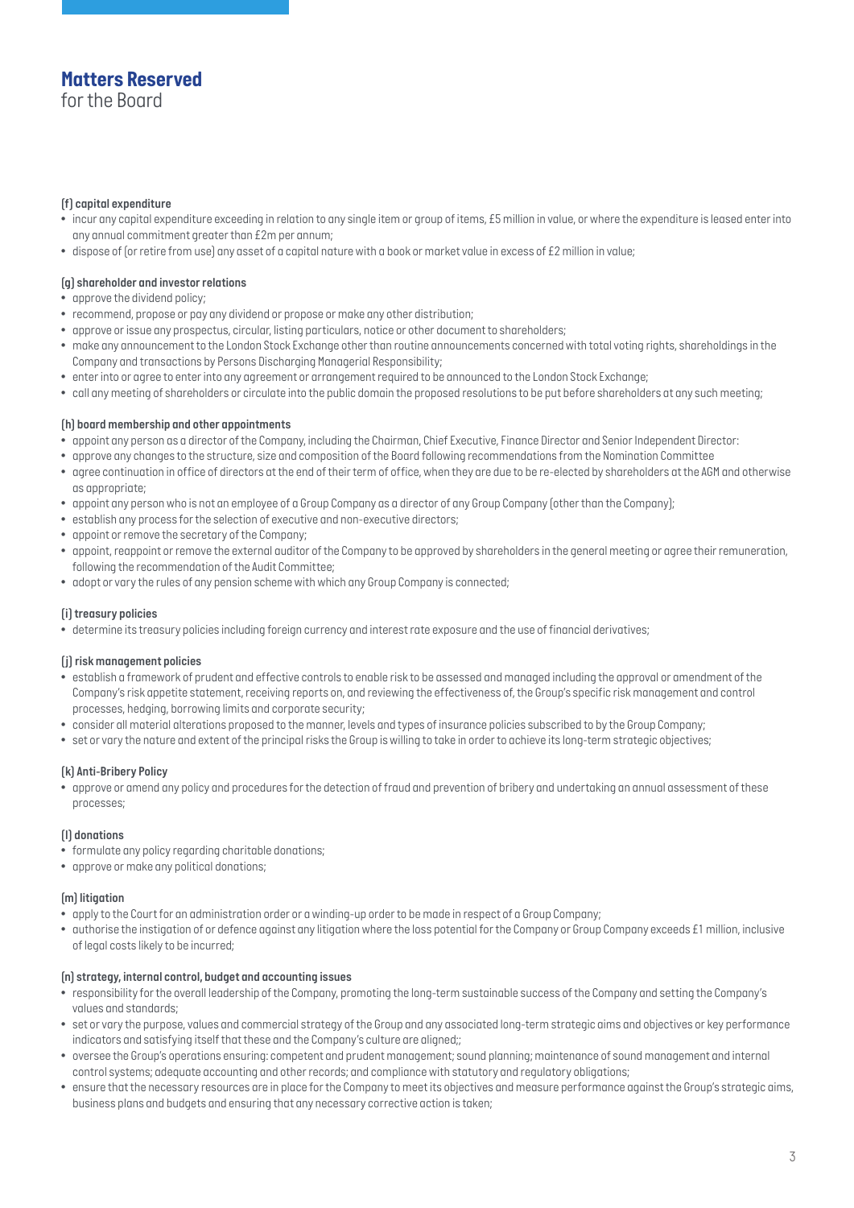# Matters Reserved
for the Board

**(f) capital expenditure**

- incur any capital expenditure exceeding in relation to any single item or group of items, £5 million in value, or where the expenditure is leased enter into any annual commitment greater than £2m per annum;
- dispose of (or retire from use) any asset of a capital nature with a book or market value in excess of £2 million in value;

**(g) shareholder and investor relations**

- approve the dividend policy;
- recommend, propose or pay any dividend or propose or make any other distribution;
- approve or issue any prospectus, circular, listing particulars, notice or other document to shareholders;
- make any announcement to the London Stock Exchange other than routine announcements concerned with total voting rights, shareholdings in the Company and transactions by Persons Discharging Managerial Responsibility;
- enter into or agree to enter into any agreement or arrangement required to be announced to the London Stock Exchange;
- call any meeting of shareholders or circulate into the public domain the proposed resolutions to be put before shareholders at any such meeting;

**(h) board membership and other appointments**

- appoint any person as a director of the Company, including the Chairman, Chief Executive, Finance Director and Senior Independent Director:
- approve any changes to the structure, size and composition of the Board following recommendations from the Nomination Committee
- agree continuation in office of directors at the end of their term of office, when they are due to be re-elected by shareholders at the AGM and otherwise as appropriate;
- appoint any person who is not an employee of a Group Company as a director of any Group Company (other than the Company);
- establish any process for the selection of executive and non-executive directors;
- appoint or remove the secretary of the Company;
- appoint, reappoint or remove the external auditor of the Company to be approved by shareholders in the general meeting or agree their remuneration, following the recommendation of the Audit Committee;
- adopt or vary the rules of any pension scheme with which any Group Company is connected;

**(i) treasury policies**

- determine its treasury policies including foreign currency and interest rate exposure and the use of financial derivatives;

**(j) risk management policies**

- establish a framework of prudent and effective controls to enable risk to be assessed and managed including the approval or amendment of the Company's risk appetite statement, receiving reports on, and reviewing the effectiveness of, the Group's specific risk management and control processes, hedging, borrowing limits and corporate security;
- consider all material alterations proposed to the manner, levels and types of insurance policies subscribed to by the Group Company;
- set or vary the nature and extent of the principal risks the Group is willing to take in order to achieve its long-term strategic objectives;

**(k) Anti-Bribery Policy**

- approve or amend any policy and procedures for the detection of fraud and prevention of bribery and undertaking an annual assessment of these processes;

**(l) donations**

- formulate any policy regarding charitable donations;
- approve or make any political donations;

**(m) litigation**

- apply to the Court for an administration order or a winding-up order to be made in respect of a Group Company;
- authorise the instigation of or defence against any litigation where the loss potential for the Company or Group Company exceeds £1 million, inclusive of legal costs likely to be incurred;

**(n) strategy, internal control, budget and accounting issues**

- responsibility for the overall leadership of the Company, promoting the long-term sustainable success of the Company and setting the Company's values and standards;
- set or vary the purpose, values and commercial strategy of the Group and any associated long-term strategic aims and objectives or key performance indicators and satisfying itself that these and the Company's culture are aligned;;
- oversee the Group's operations ensuring: competent and prudent management; sound planning; maintenance of sound management and internal control systems; adequate accounting and other records; and compliance with statutory and regulatory obligations;
- ensure that the necessary resources are in place for the Company to meet its objectives and measure performance against the Group's strategic aims, business plans and budgets and ensuring that any necessary corrective action is taken;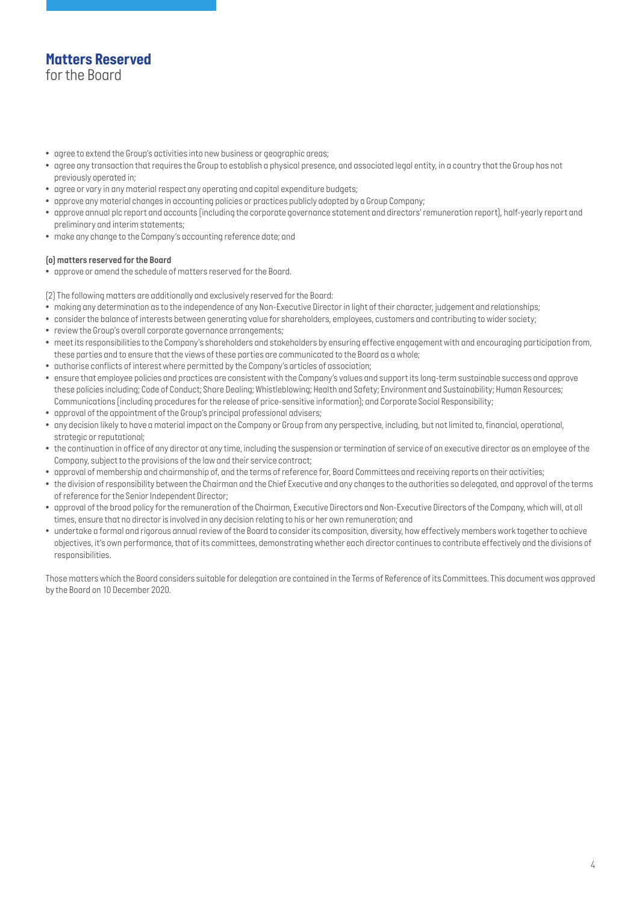# Matters Reserved for the Board

- agree to extend the Group's activities into new business or geographic areas;
- agree any transaction that requires the Group to establish a physical presence, and associated legal entity, in a country that the Group has not previously operated in;
- agree or vary in any material respect any operating and capital expenditure budgets;
- approve any material changes in accounting policies or practices publicly adopted by a Group Company;
- approve annual plc report and accounts (including the corporate governance statement and directors' remuneration report), half-yearly report and preliminary and interim statements;
- make any change to the Company's accounting reference date; and

**(o) matters reserved for the Board**

- approve or amend the schedule of matters reserved for the Board.

(2) The following matters are additionally and exclusively reserved for the Board:

- making any determination as to the independence of any Non-Executive Director in light of their character, judgement and relationships;
- consider the balance of interests between generating value for shareholders, employees, customers and contributing to wider society;
- review the Group's overall corporate governance arrangements;
- meet its responsibilities to the Company's shareholders and stakeholders by ensuring effective engagement with and encouraging participation from, these parties and to ensure that the views of these parties are communicated to the Board as a whole;
- authorise conflicts of interest where permitted by the Company's articles of association;
- ensure that employee policies and practices are consistent with the Company's values and support its long-term sustainable success and approve these policies including; Code of Conduct; Share Dealing; Whistleblowing; Health and Safety; Environment and Sustainability; Human Resources; Communications (including procedures for the release of price-sensitive information); and Corporate Social Responsibility;
- approval of the appointment of the Group's principal professional advisers;
- any decision likely to have a material impact on the Company or Group from any perspective, including, but not limited to, financial, operational, strategic or reputational;
- the continuation in office of any director at any time, including the suspension or termination of service of an executive director as an employee of the Company, subject to the provisions of the law and their service contract;
- approval of membership and chairmanship of, and the terms of reference for, Board Committees and receiving reports on their activities;
- the division of responsibility between the Chairman and the Chief Executive and any changes to the authorities so delegated, and approval of the terms of reference for the Senior Independent Director;
- approval of the broad policy for the remuneration of the Chairman, Executive Directors and Non-Executive Directors of the Company, which will, at all times, ensure that no director is involved in any decision relating to his or her own remuneration; and
- undertake a formal and rigorous annual review of the Board to consider its composition, diversity, how effectively members work together to achieve objectives, it's own performance, that of its committees, demonstrating whether each director continues to contribute effectively and the divisions of responsibilities.

Those matters which the Board considers suitable for delegation are contained in the Terms of Reference of its Committees. This document was approved by the Board on 10 December 2020.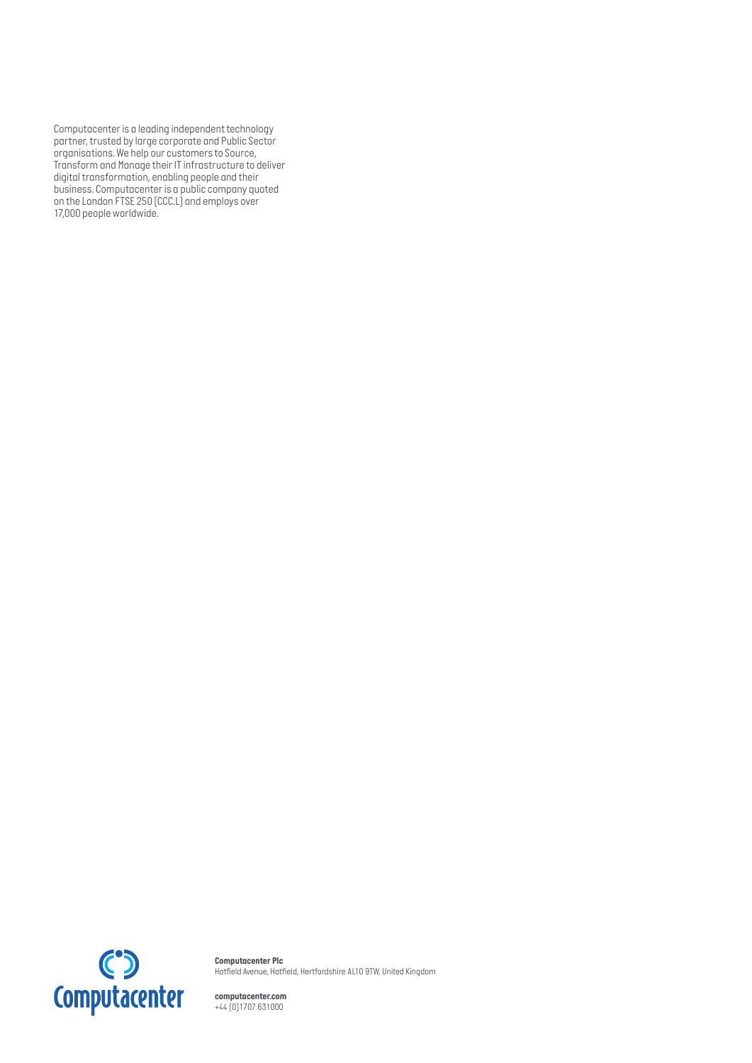Computacenter is a leading independent technology partner, trusted by large corporate and Public Sector organisations. We help our customers to Source, Transform and Manage their IT infrastructure to deliver digital transformation, enabling people and their business. Computacenter is a public company quoted on the London FTSE 250 (CCC.L) and employs over 17,000 people worldwide.

Computacenter

**Computacenter Plc**
Hatfield Avenue, Hatfield, Hertfordshire AL10 9TW, United Kingdom

**computacenter.com**
+44 (0)1707 631000